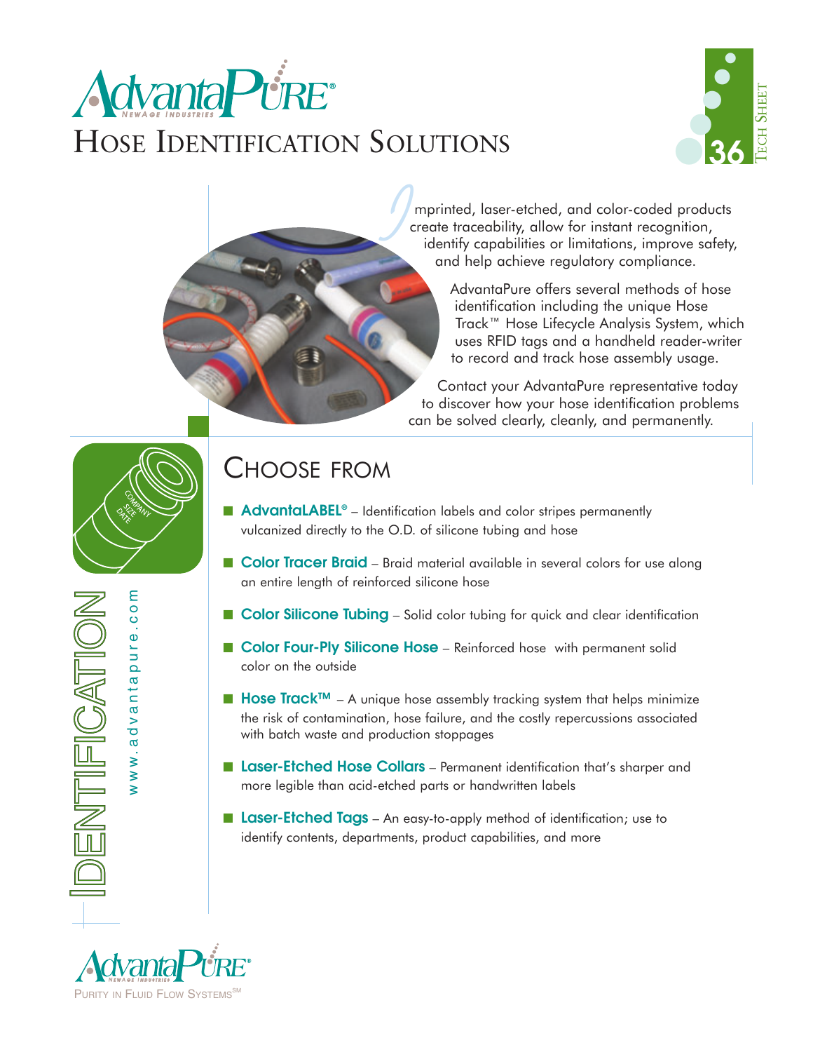AdvantaPURE®
NEWAGE INDUSTRIES

# Hose Identification Solutions

Tech Sheet 36

Imprinted, laser-etched, and color-coded products create traceability, allow for instant recognition, identify capabilities or limitations, improve safety, and help achieve regulatory compliance.

AdvantaPure offers several methods of hose identification including the unique Hose Track™ Hose Lifecycle Analysis System, which uses RFID tags and a handheld reader-writer to record and track hose assembly usage.

Contact your AdvantaPure representative today to discover how your hose identification problems can be solved clearly, cleanly, and permanently.

## Choose from

- **AdvantaLABEL®** – Identification labels and color stripes permanently vulcanized directly to the O.D. of silicone tubing and hose
- **Color Tracer Braid** – Braid material available in several colors for use along an entire length of reinforced silicone hose
- **Color Silicone Tubing** – Solid color tubing for quick and clear identification
- **Color Four-Ply Silicone Hose** – Reinforced hose with permanent solid color on the outside
- **Hose Track™** – A unique hose assembly tracking system that helps minimize the risk of contamination, hose failure, and the costly repercussions associated with batch waste and production stoppages
- **Laser-Etched Hose Collars** – Permanent identification that's sharper and more legible than acid-etched parts or handwritten labels
- **Laser-Etched Tags** – An easy-to-apply method of identification; use to identify contents, departments, product capabilities, and more

IDENTIFICATION

www.advantapure.com

AdvantaPURE®
NEWAGE INDUSTRIES
Purity in Fluid Flow Systems℠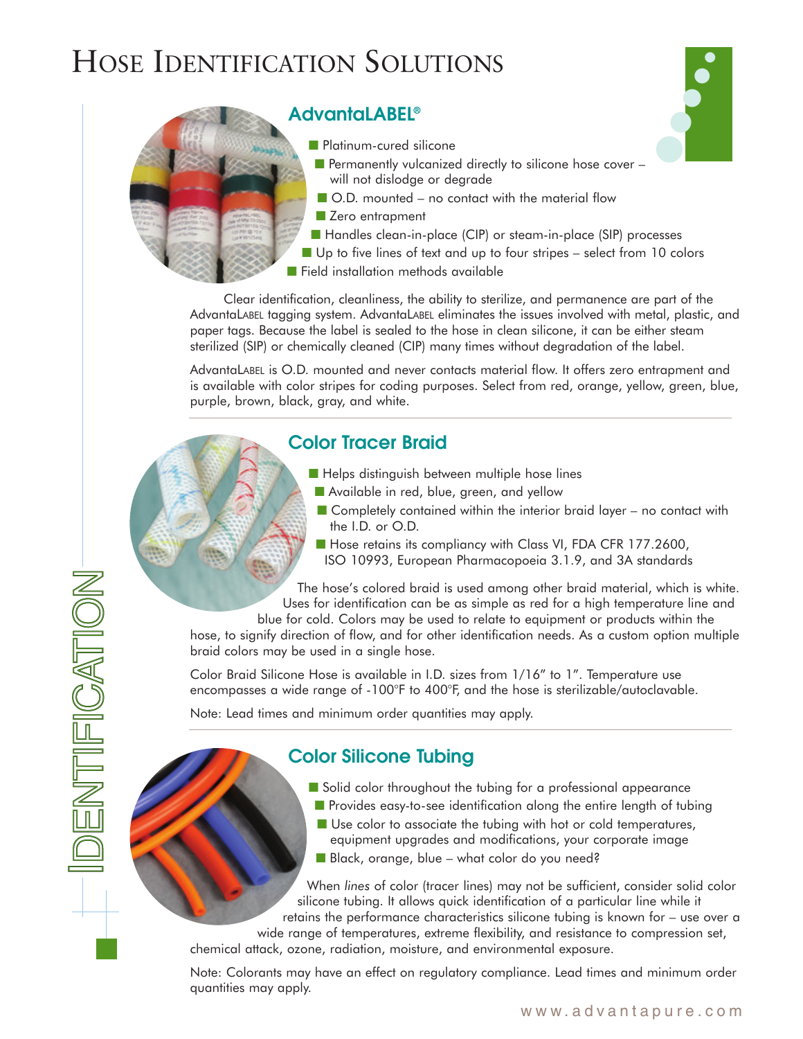# Hose Identification Solutions

## AdvantaLABEL®

- Platinum-cured silicone
- Permanently vulcanized directly to silicone hose cover – will not dislodge or degrade
- O.D. mounted – no contact with the material flow
- Zero entrapment
- Handles clean-in-place (CIP) or steam-in-place (SIP) processes
- Up to five lines of text and up to four stripes – select from 10 colors
- Field installation methods available

Clear identification, cleanliness, the ability to sterilize, and permanence are part of the AdvantaLabel tagging system. AdvantaLabel eliminates the issues involved with metal, plastic, and paper tags. Because the label is sealed to the hose in clean silicone, it can be either steam sterilized (SIP) or chemically cleaned (CIP) many times without degradation of the label.

AdvantaLabel is O.D. mounted and never contacts material flow. It offers zero entrapment and is available with color stripes for coding purposes. Select from red, orange, yellow, green, blue, purple, brown, black, gray, and white.

## Color Tracer Braid

- Helps distinguish between multiple hose lines
- Available in red, blue, green, and yellow
- Completely contained within the interior braid layer – no contact with the I.D. or O.D.
- Hose retains its compliancy with Class VI, FDA CFR 177.2600, ISO 10993, European Pharmacopoeia 3.1.9, and 3A standards

The hose's colored braid is used among other braid material, which is white. Uses for identification can be as simple as red for a high temperature line and blue for cold. Colors may be used to relate to equipment or products within the hose, to signify direction of flow, and for other identification needs. As a custom option multiple braid colors may be used in a single hose.

Color Braid Silicone Hose is available in I.D. sizes from 1/16" to 1". Temperature use encompasses a wide range of -100°F to 400°F, and the hose is sterilizable/autoclavable.

Note: Lead times and minimum order quantities may apply.

## Color Silicone Tubing

- Solid color throughout the tubing for a professional appearance
- Provides easy-to-see identification along the entire length of tubing
- Use color to associate the tubing with hot or cold temperatures, equipment upgrades and modifications, your corporate image
- Black, orange, blue – what color do you need?

When *lines* of color (tracer lines) may not be sufficient, consider solid color silicone tubing. It allows quick identification of a particular line while it retains the performance characteristics silicone tubing is known for – use over a wide range of temperatures, extreme flexibility, and resistance to compression set, chemical attack, ozone, radiation, moisture, and environmental exposure.

Note: Colorants may have an effect on regulatory compliance. Lead times and minimum order quantities may apply.

Identification

www.advantapure.com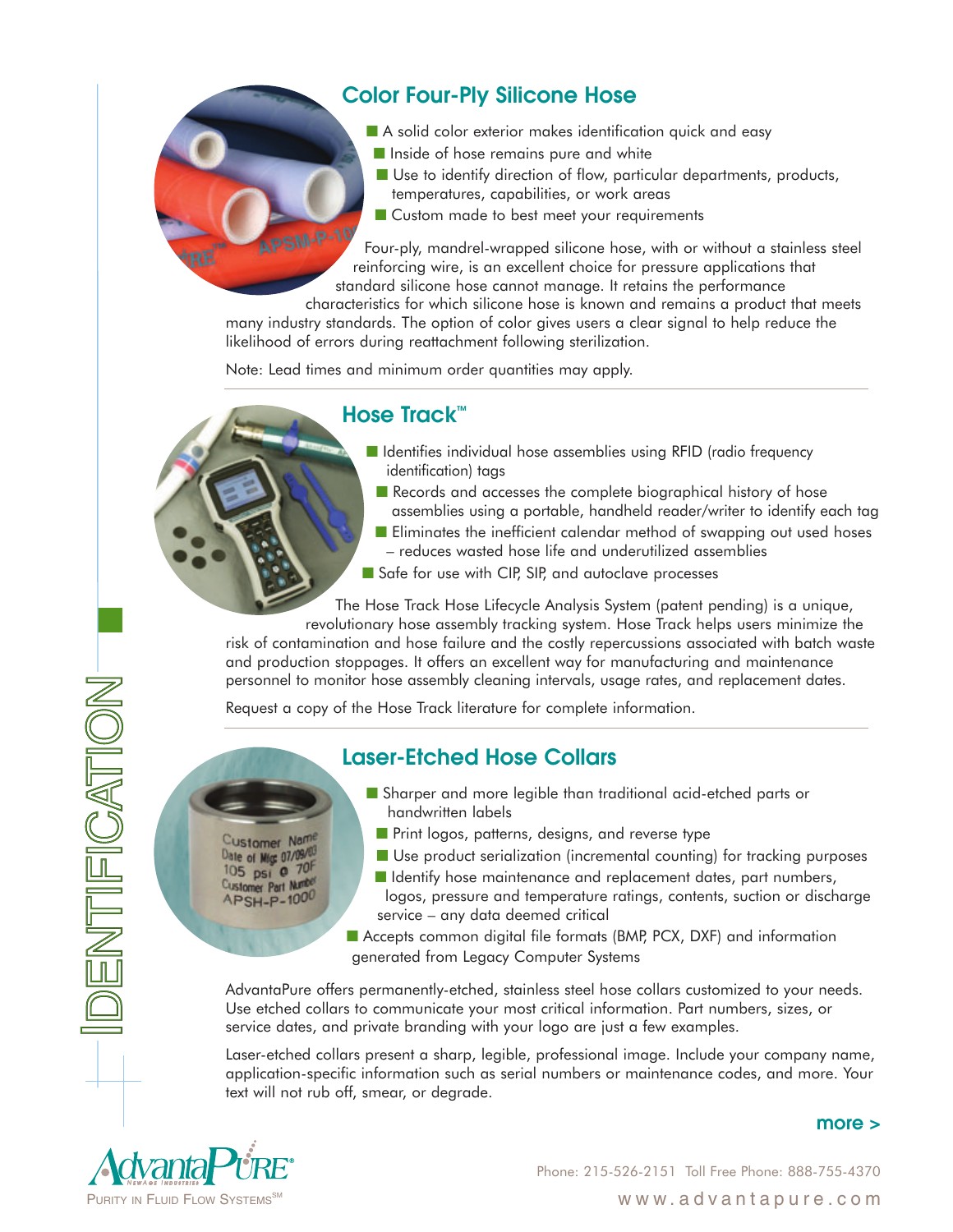## Color Four-Ply Silicone Hose

- A solid color exterior makes identification quick and easy
- Inside of hose remains pure and white
- Use to identify direction of flow, particular departments, products, temperatures, capabilities, or work areas
- Custom made to best meet your requirements

Four-ply, mandrel-wrapped silicone hose, with or without a stainless steel reinforcing wire, is an excellent choice for pressure applications that standard silicone hose cannot manage. It retains the performance characteristics for which silicone hose is known and remains a product that meets many industry standards. The option of color gives users a clear signal to help reduce the likelihood of errors during reattachment following sterilization.

Note: Lead times and minimum order quantities may apply.

## Hose Track™

- Identifies individual hose assemblies using RFID (radio frequency identification) tags
- Records and accesses the complete biographical history of hose assemblies using a portable, handheld reader/writer to identify each tag
- Eliminates the inefficient calendar method of swapping out used hoses – reduces wasted hose life and underutilized assemblies
- Safe for use with CIP, SIP, and autoclave processes

The Hose Track Hose Lifecycle Analysis System (patent pending) is a unique, revolutionary hose assembly tracking system. Hose Track helps users minimize the risk of contamination and hose failure and the costly repercussions associated with batch waste and production stoppages. It offers an excellent way for manufacturing and maintenance personnel to monitor hose assembly cleaning intervals, usage rates, and replacement dates.

Request a copy of the Hose Track literature for complete information.

## Laser-Etched Hose Collars

- Sharper and more legible than traditional acid-etched parts or handwritten labels
- Print logos, patterns, designs, and reverse type
- Use product serialization (incremental counting) for tracking purposes
- Identify hose maintenance and replacement dates, part numbers, logos, pressure and temperature ratings, contents, suction or discharge service – any data deemed critical
- Accepts common digital file formats (BMP, PCX, DXF) and information generated from Legacy Computer Systems

AdvantaPure offers permanently-etched, stainless steel hose collars customized to your needs. Use etched collars to communicate your most critical information. Part numbers, sizes, or service dates, and private branding with your logo are just a few examples.

Laser-etched collars present a sharp, legible, professional image. Include your company name, application-specific information such as serial numbers or maintenance codes, and more. Your text will not rub off, smear, or degrade.

more >

IDENTIFICATION

AdvantaPure® NewAge Industries
Purity in Fluid Flow Systems℠

Phone: 215-526-2151 Toll Free Phone: 888-755-4370
www.advantapure.com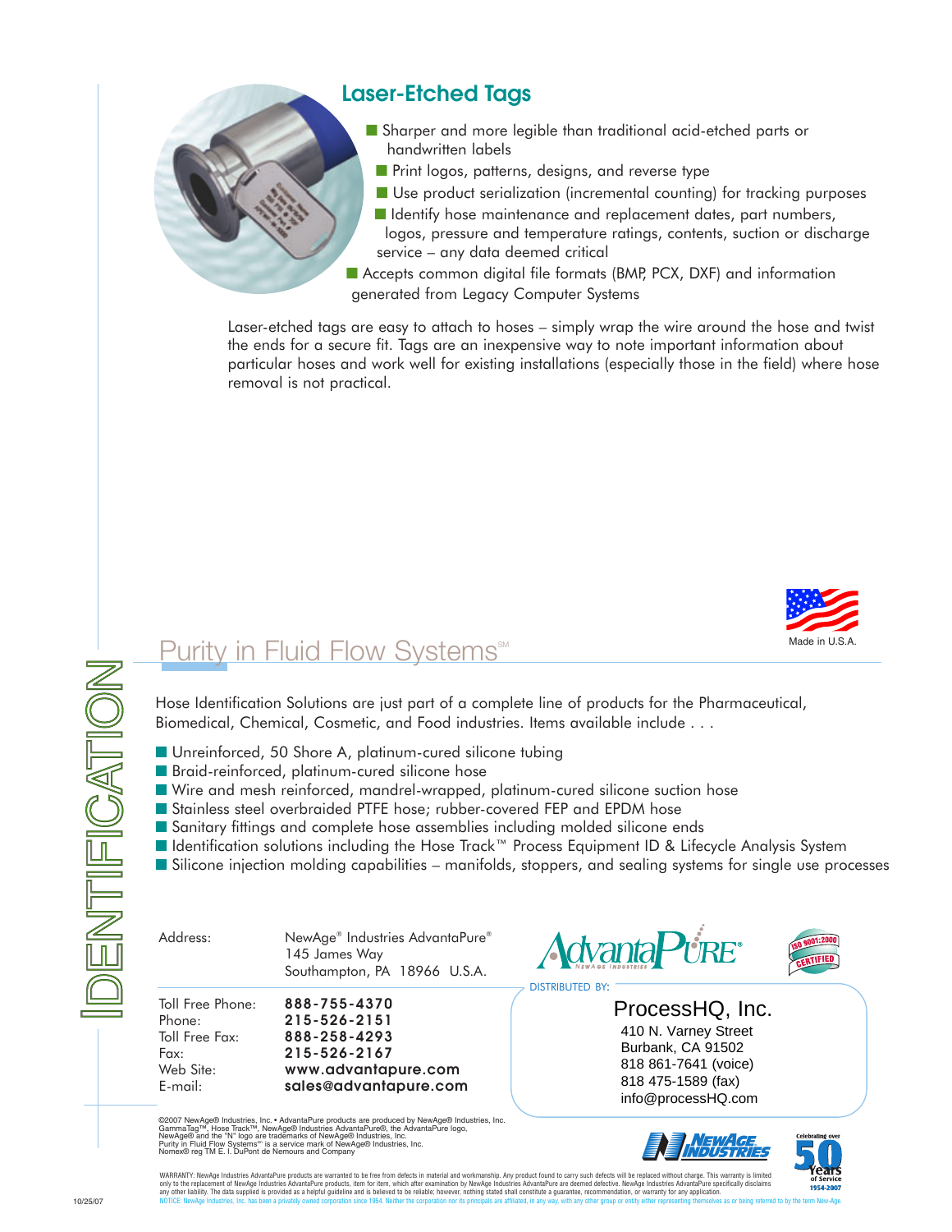## Laser-Etched Tags

- Sharper and more legible than traditional acid-etched parts or handwritten labels
- Print logos, patterns, designs, and reverse type
- Use product serialization (incremental counting) for tracking purposes
- Identify hose maintenance and replacement dates, part numbers, logos, pressure and temperature ratings, contents, suction or discharge service – any data deemed critical
- Accepts common digital file formats (BMP, PCX, DXF) and information generated from Legacy Computer Systems

Laser-etched tags are easy to attach to hoses – simply wrap the wire around the hose and twist the ends for a secure fit. Tags are an inexpensive way to note important information about particular hoses and work well for existing installations (especially those in the field) where hose removal is not practical.

Made in U.S.A.

IDENTIFICATION

## Purity in Fluid Flow Systems℠

Hose Identification Solutions are just part of a complete line of products for the Pharmaceutical, Biomedical, Chemical, Cosmetic, and Food industries. Items available include . . .

- Unreinforced, 50 Shore A, platinum-cured silicone tubing
- Braid-reinforced, platinum-cured silicone hose
- Wire and mesh reinforced, mandrel-wrapped, platinum-cured silicone suction hose
- Stainless steel overbraided PTFE hose; rubber-covered FEP and EPDM hose
- Sanitary fittings and complete hose assemblies including molded silicone ends
- Identification solutions including the Hose Track™ Process Equipment ID & Lifecycle Analysis System
- Silicone injection molding capabilities – manifolds, stoppers, and sealing systems for single use processes

| | |
|---|---|
| Address: | NewAge® Industries AdvantaPure® 145 James Way Southampton, PA 18966 U.S.A. |
| Toll Free Phone: | **888-755-4370** |
| Phone: | **215-526-2151** |
| Toll Free Fax: | **888-258-4293** |
| Fax: | **215-526-2167** |
| Web Site: | **www.advantapure.com** |
| E-mail: | **sales@advantapure.com** |

AdvantaPure® NewAge Industries

ISO 9001:2000 CERTIFIED

DISTRIBUTED BY:

ProcessHQ, Inc.
410 N. Varney Street
Burbank, CA 91502
818 861-7641 (voice)
818 475-1589 (fax)
info@processHQ.com

©2007 NewAge® Industries, Inc. • AdvantaPure products are produced by NewAge® Industries, Inc.
GammaTag™, Hose Track™, NewAge® Industries AdvantaPure®, the AdvantaPure logo,
NewAge® and the "N" logo are trademarks of NewAge® Industries, Inc.
Purity in Fluid Flow Systems℠ is a service mark of NewAge® Industries, Inc.
Nomex® reg TM E. I. DuPont de Nemours and Company

NewAge Industries

Celebrating over 50 Years of Service 1954-2007

WARRANTY: NewAge Industries AdvantaPure products are warranted to be free from defects in material and workmanship. Any product found to carry such defects will be replaced without charge. This warranty is limited only to the replacement of NewAge Industries AdvantaPure products, item for item, which after examination by NewAge Industries AdvantaPure are deemed defective. NewAge Industries AdvantaPure specifically disclaims any other liability. The data supplied is provided as a helpful guideline and is believed to be reliable; however, nothing stated shall constitute a guarantee, recommendation, or warranty for any application.

NOTICE: NewAge Industries, Inc. has been a privately owned corporation since 1954. Neither the corporation nor its principals are affiliated, in any way, with any other group or entity either representing themselves as or being referred to by the term New-Age.

10/25/07